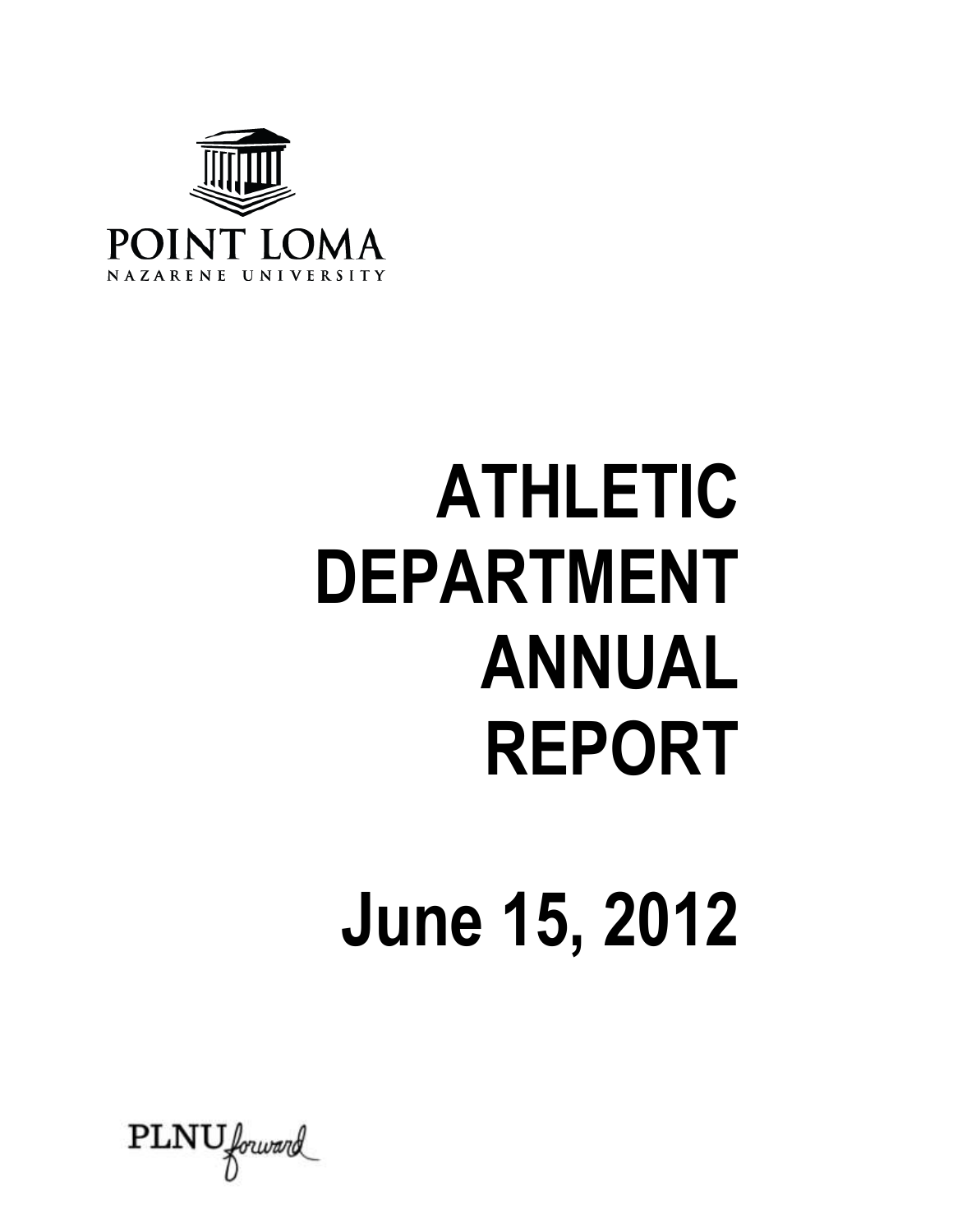POINT LOMA
NAZARENE UNIVERSITY

# ATHLETIC DEPARTMENT ANNUAL REPORT

# June 15, 2012

PLNU forward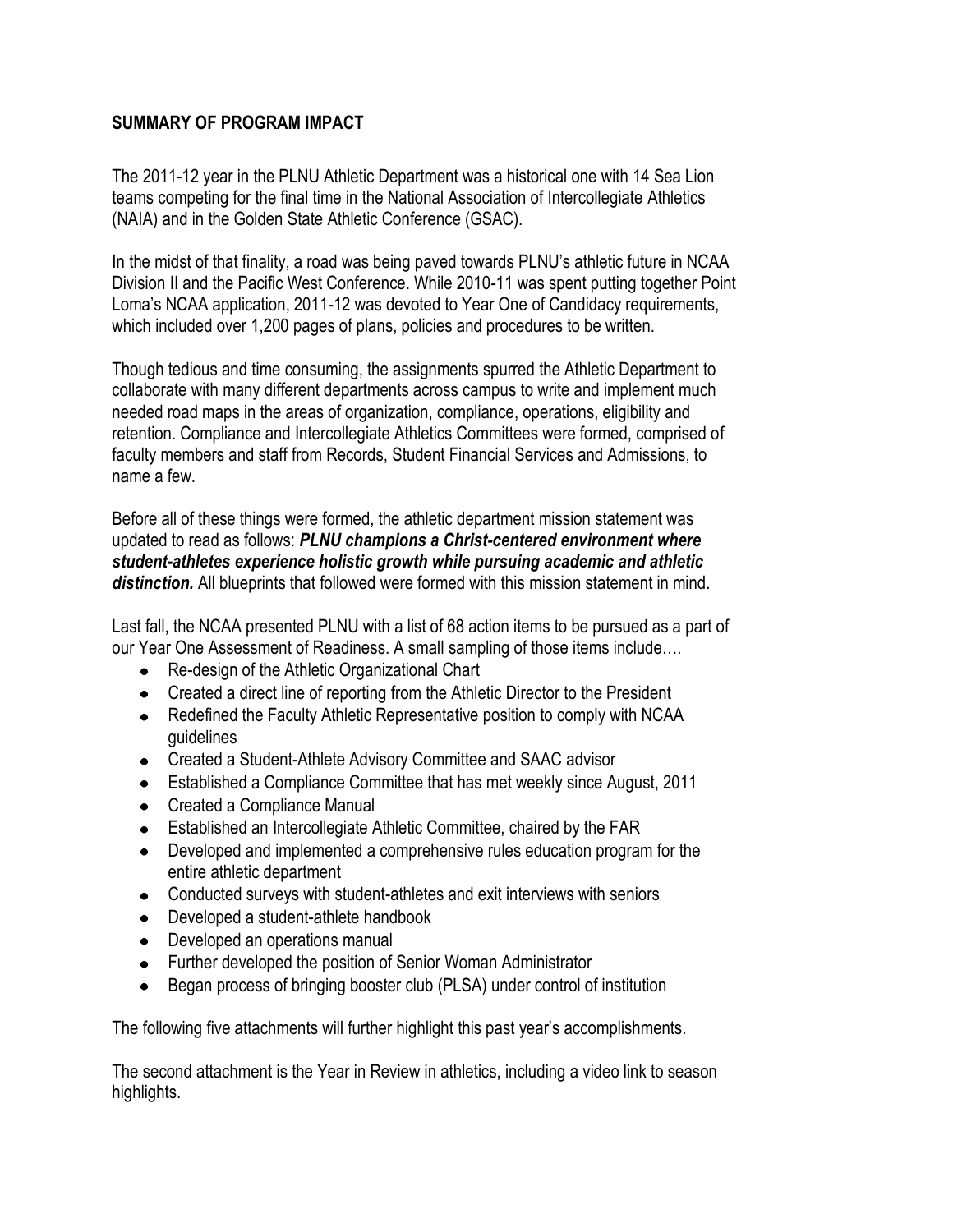## SUMMARY OF PROGRAM IMPACT

The 2011-12 year in the PLNU Athletic Department was a historical one with 14 Sea Lion teams competing for the final time in the National Association of Intercollegiate Athletics (NAIA) and in the Golden State Athletic Conference (GSAC).

In the midst of that finality, a road was being paved towards PLNU's athletic future in NCAA Division II and the Pacific West Conference. While 2010-11 was spent putting together Point Loma's NCAA application, 2011-12 was devoted to Year One of Candidacy requirements, which included over 1,200 pages of plans, policies and procedures to be written.

Though tedious and time consuming, the assignments spurred the Athletic Department to collaborate with many different departments across campus to write and implement much needed road maps in the areas of organization, compliance, operations, eligibility and retention. Compliance and Intercollegiate Athletics Committees were formed, comprised of faculty members and staff from Records, Student Financial Services and Admissions, to name a few.

Before all of these things were formed, the athletic department mission statement was updated to read as follows: ***PLNU champions a Christ-centered environment where student-athletes experience holistic growth while pursuing academic and athletic distinction.*** All blueprints that followed were formed with this mission statement in mind.

Last fall, the NCAA presented PLNU with a list of 68 action items to be pursued as a part of our Year One Assessment of Readiness. A small sampling of those items include….

- Re-design of the Athletic Organizational Chart
- Created a direct line of reporting from the Athletic Director to the President
- Redefined the Faculty Athletic Representative position to comply with NCAA guidelines
- Created a Student-Athlete Advisory Committee and SAAC advisor
- Established a Compliance Committee that has met weekly since August, 2011
- Created a Compliance Manual
- Established an Intercollegiate Athletic Committee, chaired by the FAR
- Developed and implemented a comprehensive rules education program for the entire athletic department
- Conducted surveys with student-athletes and exit interviews with seniors
- Developed a student-athlete handbook
- Developed an operations manual
- Further developed the position of Senior Woman Administrator
- Began process of bringing booster club (PLSA) under control of institution

The following five attachments will further highlight this past year's accomplishments.

The second attachment is the Year in Review in athletics, including a video link to season highlights.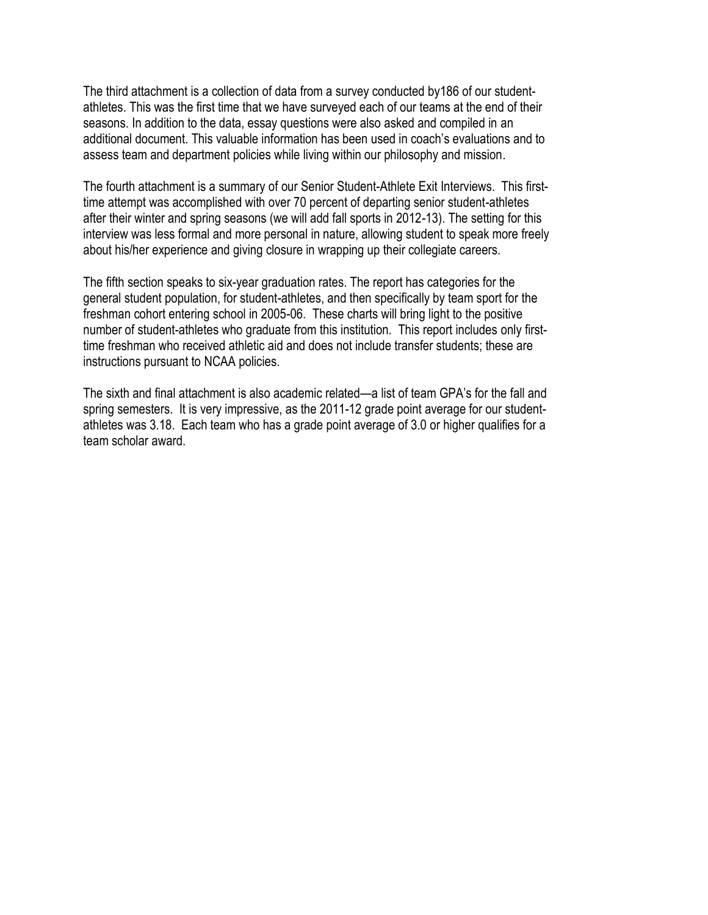The third attachment is a collection of data from a survey conducted by186 of our student-athletes. This was the first time that we have surveyed each of our teams at the end of their seasons. In addition to the data, essay questions were also asked and compiled in an additional document. This valuable information has been used in coach's evaluations and to assess team and department policies while living within our philosophy and mission.

The fourth attachment is a summary of our Senior Student-Athlete Exit Interviews. This first-time attempt was accomplished with over 70 percent of departing senior student-athletes after their winter and spring seasons (we will add fall sports in 2012-13). The setting for this interview was less formal and more personal in nature, allowing student to speak more freely about his/her experience and giving closure in wrapping up their collegiate careers.

The fifth section speaks to six-year graduation rates. The report has categories for the general student population, for student-athletes, and then specifically by team sport for the freshman cohort entering school in 2005-06. These charts will bring light to the positive number of student-athletes who graduate from this institution. This report includes only first-time freshman who received athletic aid and does not include transfer students; these are instructions pursuant to NCAA policies.

The sixth and final attachment is also academic related—a list of team GPA's for the fall and spring semesters. It is very impressive, as the 2011-12 grade point average for our student-athletes was 3.18. Each team who has a grade point average of 3.0 or higher qualifies for a team scholar award.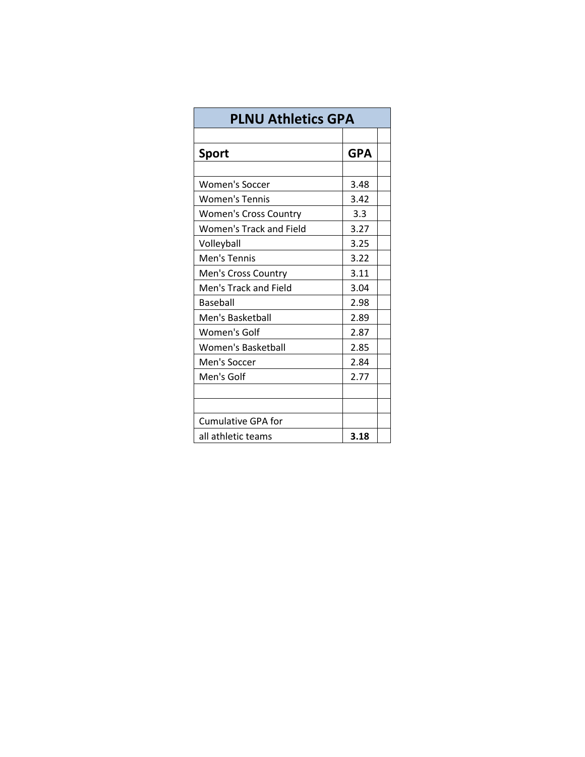| PLNU Athletics GPA | |
|---|---|
| **Sport** | **GPA** |
| Women's Soccer | 3.48 |
| Women's Tennis | 3.42 |
| Women's Cross Country | 3.3 |
| Women's Track and Field | 3.27 |
| Volleyball | 3.25 |
| Men's Tennis | 3.22 |
| Men's Cross Country | 3.11 |
| Men's Track and Field | 3.04 |
| Baseball | 2.98 |
| Men's Basketball | 2.89 |
| Women's Golf | 2.87 |
| Women's Basketball | 2.85 |
| Men's Soccer | 2.84 |
| Men's Golf | 2.77 |
| | |
| | |
| Cumulative GPA for all athletic teams | **3.18** |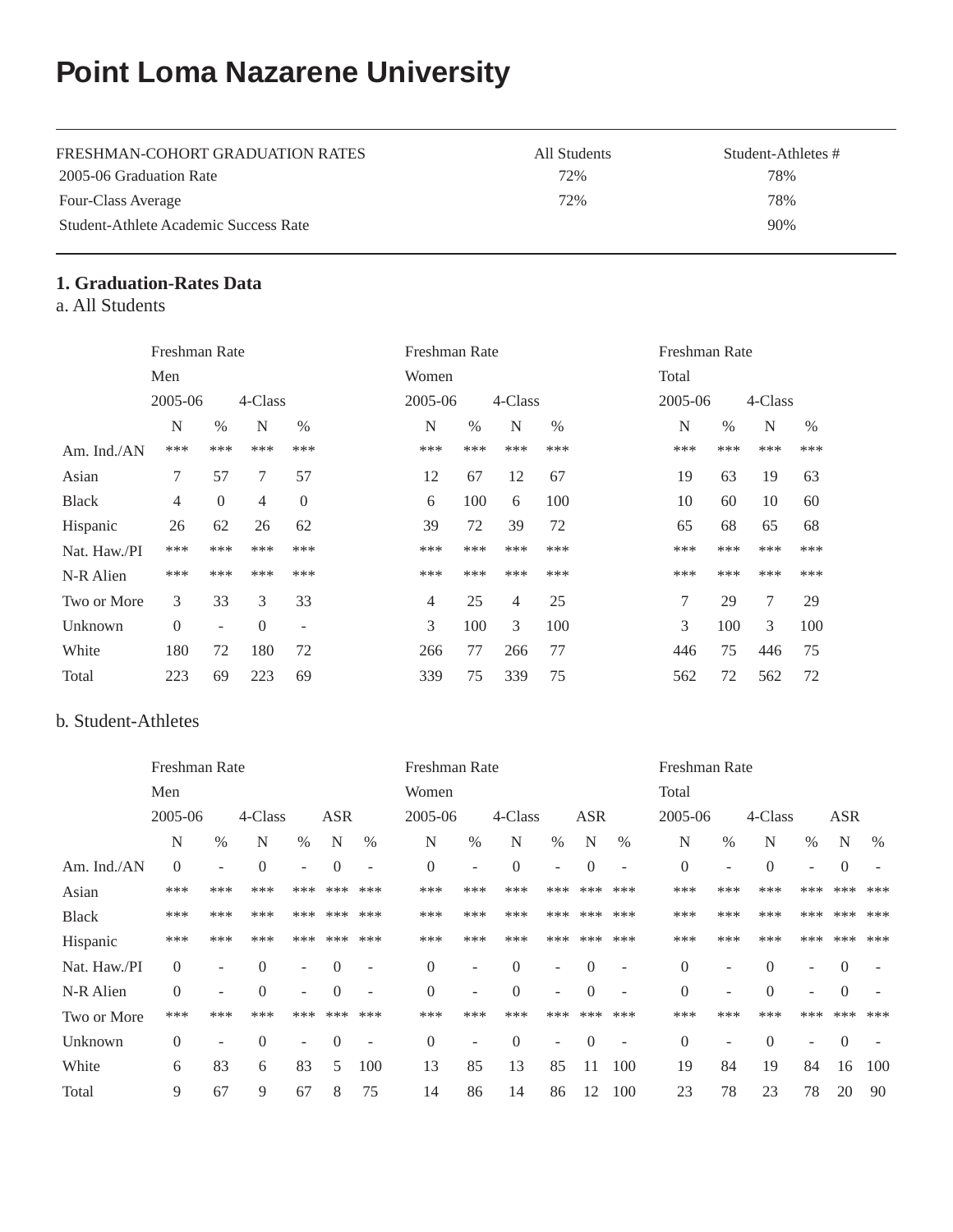# Point Loma Nazarene University

| FRESHMAN-COHORT GRADUATION RATES | All Students | Student-Athletes # |
|---|---|---|
| 2005-06 Graduation Rate | 72% | 78% |
| Four-Class Average | 72% | 78% |
| Student-Athlete Academic Success Rate | | 90% |

**1. Graduation-Rates Data**

a. All Students

| | Freshman Rate Men | | | | Freshman Rate Women | | | | Freshman Rate Total | | | |
|---|---|---|---|---|---|---|---|---|---|---|---|---|
| | 2005-06 | | 4-Class | | 2005-06 | | 4-Class | | 2005-06 | | 4-Class | |
| | N | % | N | % | N | % | N | % | N | % | N | % |
| Am. Ind./AN | *** | *** | *** | *** | *** | *** | *** | *** | *** | *** | *** | *** |
| Asian | 7 | 57 | 7 | 57 | 12 | 67 | 12 | 67 | 19 | 63 | 19 | 63 |
| Black | 4 | 0 | 4 | 0 | 6 | 100 | 6 | 100 | 10 | 60 | 10 | 60 |
| Hispanic | 26 | 62 | 26 | 62 | 39 | 72 | 39 | 72 | 65 | 68 | 65 | 68 |
| Nat. Haw./PI | *** | *** | *** | *** | *** | *** | *** | *** | *** | *** | *** | *** |
| N-R Alien | *** | *** | *** | *** | *** | *** | *** | *** | *** | *** | *** | *** |
| Two or More | 3 | 33 | 3 | 33 | 4 | 25 | 4 | 25 | 7 | 29 | 7 | 29 |
| Unknown | 0 | - | 0 | - | 3 | 100 | 3 | 100 | 3 | 100 | 3 | 100 |
| White | 180 | 72 | 180 | 72 | 266 | 77 | 266 | 77 | 446 | 75 | 446 | 75 |
| Total | 223 | 69 | 223 | 69 | 339 | 75 | 339 | 75 | 562 | 72 | 562 | 72 |

b. Student-Athletes

| | Freshman Rate Men | | | | | | Freshman Rate Women | | | | | | Freshman Rate Total | | | | | |
|---|---|---|---|---|---|---|---|---|---|---|---|---|---|---|---|---|---|---|
| | 2005-06 | | 4-Class | | ASR | | 2005-06 | | 4-Class | | ASR | | 2005-06 | | 4-Class | | ASR | |
| | N | % | N | % | N | % | N | % | N | % | N | % | N | % | N | % | N | % |
| Am. Ind./AN | 0 | - | 0 | - | 0 | - | 0 | - | 0 | - | 0 | - | 0 | - | 0 | - | 0 | - |
| Asian | *** | *** | *** | *** | *** | *** | *** | *** | *** | *** | *** | *** | *** | *** | *** | *** | *** | *** |
| Black | *** | *** | *** | *** | *** | *** | *** | *** | *** | *** | *** | *** | *** | *** | *** | *** | *** | *** |
| Hispanic | *** | *** | *** | *** | *** | *** | *** | *** | *** | *** | *** | *** | *** | *** | *** | *** | *** | *** |
| Nat. Haw./PI | 0 | - | 0 | - | 0 | - | 0 | - | 0 | - | 0 | - | 0 | - | 0 | - | 0 | - |
| N-R Alien | 0 | - | 0 | - | 0 | - | 0 | - | 0 | - | 0 | - | 0 | - | 0 | - | 0 | - |
| Two or More | *** | *** | *** | *** | *** | *** | *** | *** | *** | *** | *** | *** | *** | *** | *** | *** | *** | *** |
| Unknown | 0 | - | 0 | - | 0 | - | 0 | - | 0 | - | 0 | - | 0 | - | 0 | - | 0 | - |
| White | 6 | 83 | 6 | 83 | 5 | 100 | 13 | 85 | 13 | 85 | 11 | 100 | 19 | 84 | 19 | 84 | 16 | 100 |
| Total | 9 | 67 | 9 | 67 | 8 | 75 | 14 | 86 | 14 | 86 | 12 | 100 | 23 | 78 | 23 | 78 | 20 | 90 |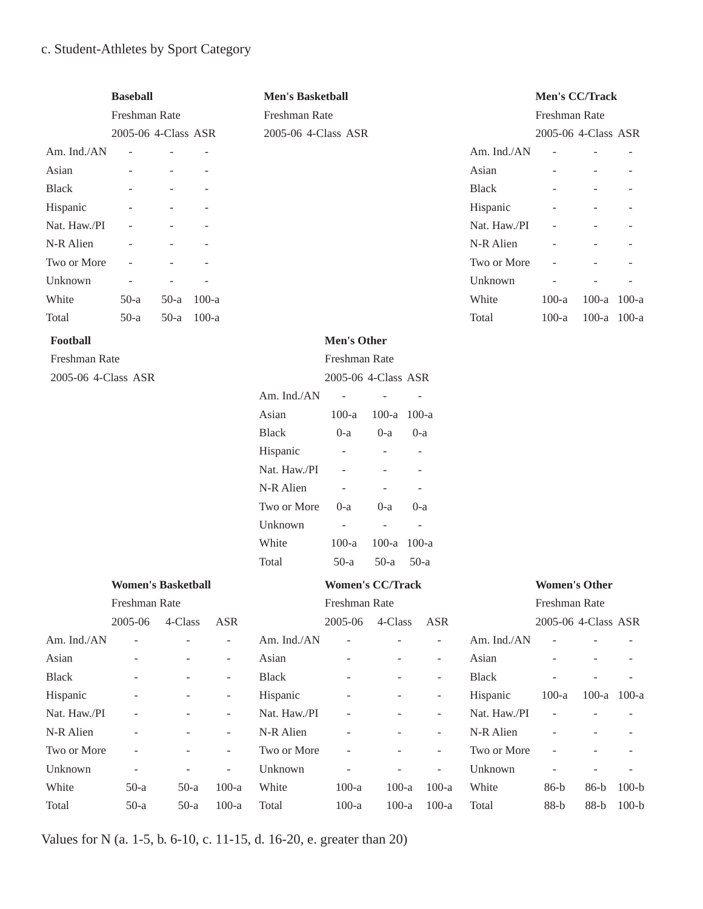c. Student-Athletes by Sport Category

**Baseball**

| | Freshman Rate 2005-06 | 4-Class | ASR |
|---|---|---|---|
| Am. Ind./AN | - | - | - |
| Asian | - | - | - |
| Black | - | - | - |
| Hispanic | - | - | - |
| Nat. Haw./PI | - | - | - |
| N-R Alien | - | - | - |
| Two or More | - | - | - |
| Unknown | - | - | - |
| White | 50-a | 50-a | 100-a |
| Total | 50-a | 50-a | 100-a |

**Men's Basketball**

Freshman Rate

2005-06 4-Class ASR

**Men's CC/Track**

| | Freshman Rate 2005-06 | 4-Class | ASR |
|---|---|---|---|
| Am. Ind./AN | - | - | - |
| Asian | - | - | - |
| Black | - | - | - |
| Hispanic | - | - | - |
| Nat. Haw./PI | - | - | - |
| N-R Alien | - | - | - |
| Two or More | - | - | - |
| Unknown | - | - | - |
| White | 100-a | 100-a | 100-a |
| Total | 100-a | 100-a | 100-a |

**Football**

Freshman Rate

2005-06 4-Class ASR

**Men's Other**

| | Freshman Rate 2005-06 | 4-Class | ASR |
|---|---|---|---|
| Am. Ind./AN | - | - | - |
| Asian | 100-a | 100-a | 100-a |
| Black | 0-a | 0-a | 0-a |
| Hispanic | - | - | - |
| Nat. Haw./PI | - | - | - |
| N-R Alien | - | - | - |
| Two or More | 0-a | 0-a | 0-a |
| Unknown | - | - | - |
| White | 100-a | 100-a | 100-a |
| Total | 50-a | 50-a | 50-a |

**Women's Basketball**

| | Freshman Rate 2005-06 | 4-Class | ASR |
|---|---|---|---|
| Am. Ind./AN | - | - | - |
| Asian | - | - | - |
| Black | - | - | - |
| Hispanic | - | - | - |
| Nat. Haw./PI | - | - | - |
| N-R Alien | - | - | - |
| Two or More | - | - | - |
| Unknown | - | - | - |
| White | 50-a | 50-a | 100-a |
| Total | 50-a | 50-a | 100-a |

**Women's CC/Track**

| | Freshman Rate 2005-06 | 4-Class | ASR |
|---|---|---|---|
| Am. Ind./AN | - | - | - |
| Asian | - | - | - |
| Black | - | - | - |
| Hispanic | - | - | - |
| Nat. Haw./PI | - | - | - |
| N-R Alien | - | - | - |
| Two or More | - | - | - |
| Unknown | - | - | - |
| White | 100-a | 100-a | 100-a |
| Total | 100-a | 100-a | 100-a |

**Women's Other**

| | Freshman Rate 2005-06 | 4-Class | ASR |
|---|---|---|---|
| Am. Ind./AN | - | - | - |
| Asian | - | - | - |
| Black | - | - | - |
| Hispanic | 100-a | 100-a | 100-a |
| Nat. Haw./PI | - | - | - |
| N-R Alien | - | - | - |
| Two or More | - | - | - |
| Unknown | - | - | - |
| White | 86-b | 86-b | 100-b |
| Total | 88-b | 88-b | 100-b |

Values for N (a. 1-5, b. 6-10, c. 11-15, d. 16-20, e. greater than 20)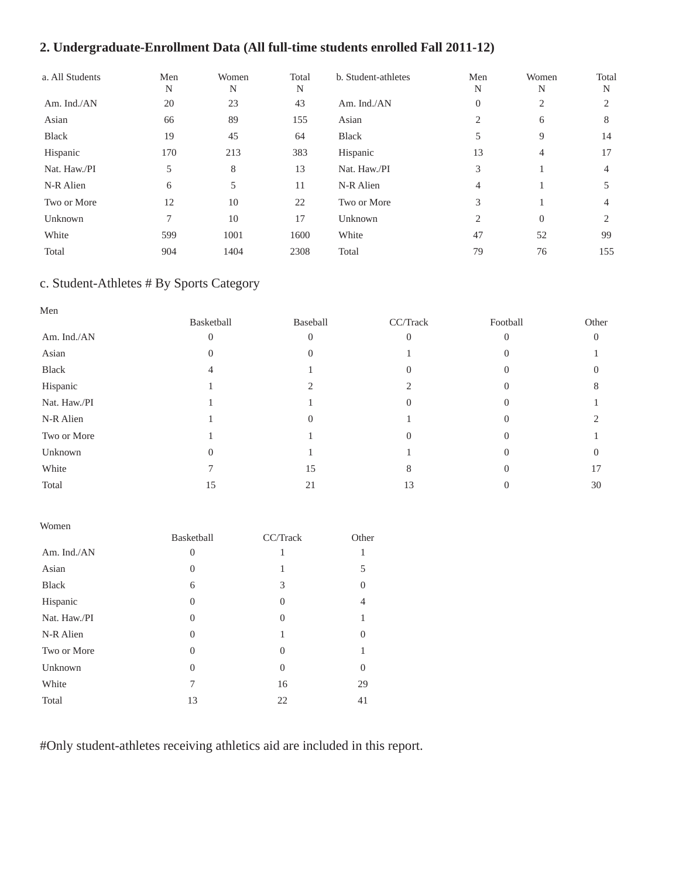## 2. Undergraduate-Enrollment Data (All full-time students enrolled Fall 2011-12)

| a. All Students | Men N | Women N | Total N | b. Student-athletes | Men N | Women N | Total N |
|---|---|---|---|---|---|---|---|
| Am. Ind./AN | 20 | 23 | 43 | Am. Ind./AN | 0 | 2 | 2 |
| Asian | 66 | 89 | 155 | Asian | 2 | 6 | 8 |
| Black | 19 | 45 | 64 | Black | 5 | 9 | 14 |
| Hispanic | 170 | 213 | 383 | Hispanic | 13 | 4 | 17 |
| Nat. Haw./PI | 5 | 8 | 13 | Nat. Haw./PI | 3 | 1 | 4 |
| N-R Alien | 6 | 5 | 11 | N-R Alien | 4 | 1 | 5 |
| Two or More | 12 | 10 | 22 | Two or More | 3 | 1 | 4 |
| Unknown | 7 | 10 | 17 | Unknown | 2 | 0 | 2 |
| White | 599 | 1001 | 1600 | White | 47 | 52 | 99 |
| Total | 904 | 1404 | 2308 | Total | 79 | 76 | 155 |

### c. Student-Athletes # By Sports Category

Men

| | Basketball | Baseball | CC/Track | Football | Other |
|---|---|---|---|---|---|
| Am. Ind./AN | 0 | 0 | 0 | 0 | 0 |
| Asian | 0 | 0 | 1 | 0 | 1 |
| Black | 4 | 1 | 0 | 0 | 0 |
| Hispanic | 1 | 2 | 2 | 0 | 8 |
| Nat. Haw./PI | 1 | 1 | 0 | 0 | 1 |
| N-R Alien | 1 | 0 | 1 | 0 | 2 |
| Two or More | 1 | 1 | 0 | 0 | 1 |
| Unknown | 0 | 1 | 1 | 0 | 0 |
| White | 7 | 15 | 8 | 0 | 17 |
| Total | 15 | 21 | 13 | 0 | 30 |

Women

| | Basketball | CC/Track | Other |
|---|---|---|---|
| Am. Ind./AN | 0 | 1 | 1 |
| Asian | 0 | 1 | 5 |
| Black | 6 | 3 | 0 |
| Hispanic | 0 | 0 | 4 |
| Nat. Haw./PI | 0 | 0 | 1 |
| N-R Alien | 0 | 1 | 0 |
| Two or More | 0 | 0 | 1 |
| Unknown | 0 | 0 | 0 |
| White | 7 | 16 | 29 |
| Total | 13 | 22 | 41 |

#Only student-athletes receiving athletics aid are included in this report.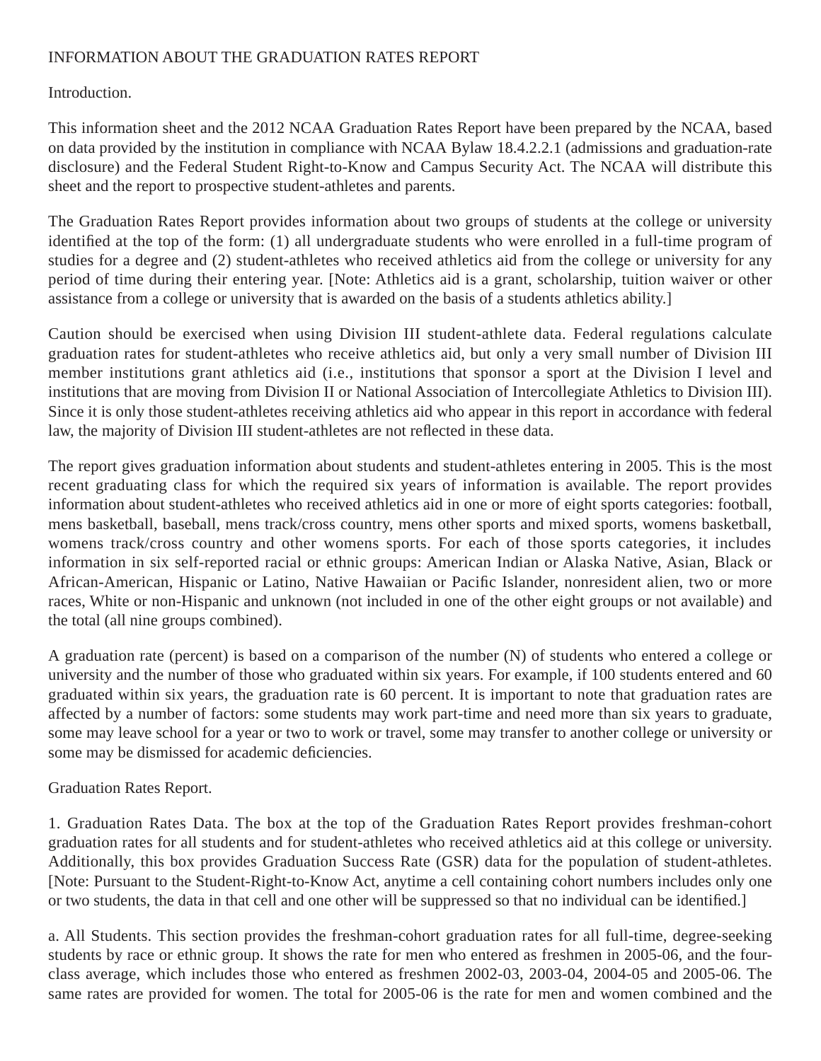INFORMATION ABOUT THE GRADUATION RATES REPORT

Introduction.

This information sheet and the 2012 NCAA Graduation Rates Report have been prepared by the NCAA, based on data provided by the institution in compliance with NCAA Bylaw 18.4.2.2.1 (admissions and graduation-rate disclosure) and the Federal Student Right-to-Know and Campus Security Act. The NCAA will distribute this sheet and the report to prospective student-athletes and parents.

The Graduation Rates Report provides information about two groups of students at the college or university identified at the top of the form: (1) all undergraduate students who were enrolled in a full-time program of studies for a degree and (2) student-athletes who received athletics aid from the college or university for any period of time during their entering year. [Note: Athletics aid is a grant, scholarship, tuition waiver or other assistance from a college or university that is awarded on the basis of a students athletics ability.]

Caution should be exercised when using Division III student-athlete data. Federal regulations calculate graduation rates for student-athletes who receive athletics aid, but only a very small number of Division III member institutions grant athletics aid (i.e., institutions that sponsor a sport at the Division I level and institutions that are moving from Division II or National Association of Intercollegiate Athletics to Division III). Since it is only those student-athletes receiving athletics aid who appear in this report in accordance with federal law, the majority of Division III student-athletes are not reflected in these data.

The report gives graduation information about students and student-athletes entering in 2005. This is the most recent graduating class for which the required six years of information is available. The report provides information about student-athletes who received athletics aid in one or more of eight sports categories: football, mens basketball, baseball, mens track/cross country, mens other sports and mixed sports, womens basketball, womens track/cross country and other womens sports. For each of those sports categories, it includes information in six self-reported racial or ethnic groups: American Indian or Alaska Native, Asian, Black or African-American, Hispanic or Latino, Native Hawaiian or Pacific Islander, nonresident alien, two or more races, White or non-Hispanic and unknown (not included in one of the other eight groups or not available) and the total (all nine groups combined).

A graduation rate (percent) is based on a comparison of the number (N) of students who entered a college or university and the number of those who graduated within six years. For example, if 100 students entered and 60 graduated within six years, the graduation rate is 60 percent. It is important to note that graduation rates are affected by a number of factors: some students may work part-time and need more than six years to graduate, some may leave school for a year or two to work or travel, some may transfer to another college or university or some may be dismissed for academic deficiencies.

Graduation Rates Report.

1. Graduation Rates Data. The box at the top of the Graduation Rates Report provides freshman-cohort graduation rates for all students and for student-athletes who received athletics aid at this college or university. Additionally, this box provides Graduation Success Rate (GSR) data for the population of student-athletes. [Note: Pursuant to the Student-Right-to-Know Act, anytime a cell containing cohort numbers includes only one or two students, the data in that cell and one other will be suppressed so that no individual can be identified.]

a. All Students. This section provides the freshman-cohort graduation rates for all full-time, degree-seeking students by race or ethnic group. It shows the rate for men who entered as freshmen in 2005-06, and the four-class average, which includes those who entered as freshmen 2002-03, 2003-04, 2004-05 and 2005-06. The same rates are provided for women. The total for 2005-06 is the rate for men and women combined and the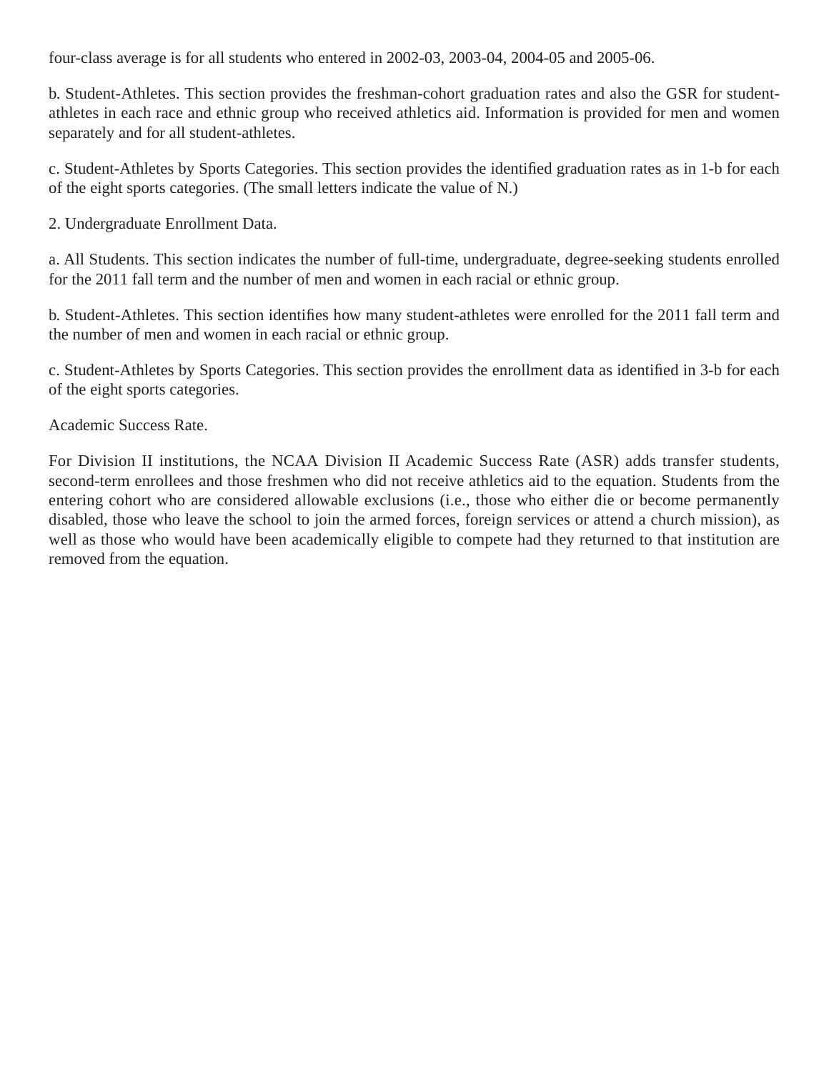four-class average is for all students who entered in 2002-03, 2003-04, 2004-05 and 2005-06.

b. Student-Athletes. This section provides the freshman-cohort graduation rates and also the GSR for student-athletes in each race and ethnic group who received athletics aid. Information is provided for men and women separately and for all student-athletes.

c. Student-Athletes by Sports Categories. This section provides the identified graduation rates as in 1-b for each of the eight sports categories. (The small letters indicate the value of N.)

2. Undergraduate Enrollment Data.

a. All Students. This section indicates the number of full-time, undergraduate, degree-seeking students enrolled for the 2011 fall term and the number of men and women in each racial or ethnic group.

b. Student-Athletes. This section identifies how many student-athletes were enrolled for the 2011 fall term and the number of men and women in each racial or ethnic group.

c. Student-Athletes by Sports Categories. This section provides the enrollment data as identified in 3-b for each of the eight sports categories.

Academic Success Rate.

For Division II institutions, the NCAA Division II Academic Success Rate (ASR) adds transfer students, second-term enrollees and those freshmen who did not receive athletics aid to the equation. Students from the entering cohort who are considered allowable exclusions (i.e., those who either die or become permanently disabled, those who leave the school to join the armed forces, foreign services or attend a church mission), as well as those who would have been academically eligible to compete had they returned to that institution are removed from the equation.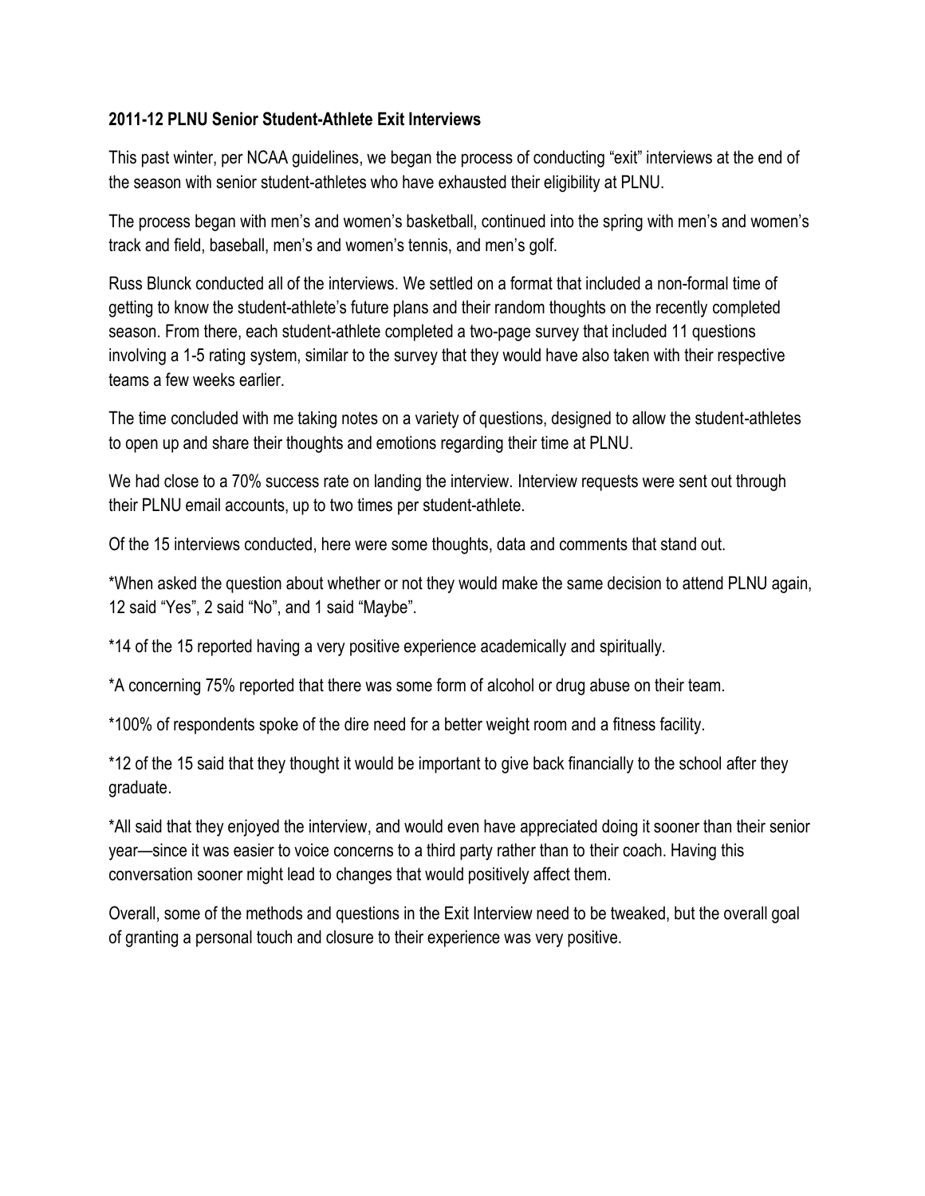**2011-12 PLNU Senior Student-Athlete Exit Interviews**

This past winter, per NCAA guidelines, we began the process of conducting "exit" interviews at the end of the season with senior student-athletes who have exhausted their eligibility at PLNU.

The process began with men's and women's basketball, continued into the spring with men's and women's track and field, baseball, men's and women's tennis, and men's golf.

Russ Blunck conducted all of the interviews. We settled on a format that included a non-formal time of getting to know the student-athlete's future plans and their random thoughts on the recently completed season. From there, each student-athlete completed a two-page survey that included 11 questions involving a 1-5 rating system, similar to the survey that they would have also taken with their respective teams a few weeks earlier.

The time concluded with me taking notes on a variety of questions, designed to allow the student-athletes to open up and share their thoughts and emotions regarding their time at PLNU.

We had close to a 70% success rate on landing the interview. Interview requests were sent out through their PLNU email accounts, up to two times per student-athlete.

Of the 15 interviews conducted, here were some thoughts, data and comments that stand out.

*When asked the question about whether or not they would make the same decision to attend PLNU again, 12 said "Yes", 2 said "No", and 1 said "Maybe".

*14 of the 15 reported having a very positive experience academically and spiritually.

*A concerning 75% reported that there was some form of alcohol or drug abuse on their team.

*100% of respondents spoke of the dire need for a better weight room and a fitness facility.

*12 of the 15 said that they thought it would be important to give back financially to the school after they graduate.

*All said that they enjoyed the interview, and would even have appreciated doing it sooner than their senior year—since it was easier to voice concerns to a third party rather than to their coach. Having this conversation sooner might lead to changes that would positively affect them.

Overall, some of the methods and questions in the Exit Interview need to be tweaked, but the overall goal of granting a personal touch and closure to their experience was very positive.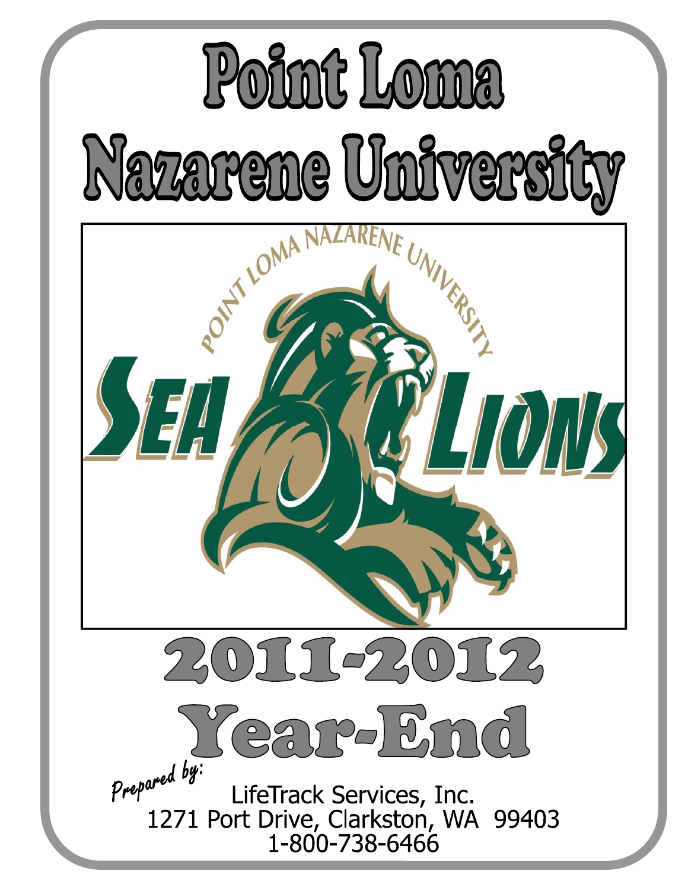# Point Loma Nazarene University

POINT LOMA NAZARENE UNIVERSITY

SEA LIONS

# 2011-2012

# Year-End

*Prepared by:*

LifeTrack Services, Inc.
1271 Port Drive, Clarkston, WA 99403
1-800-738-6466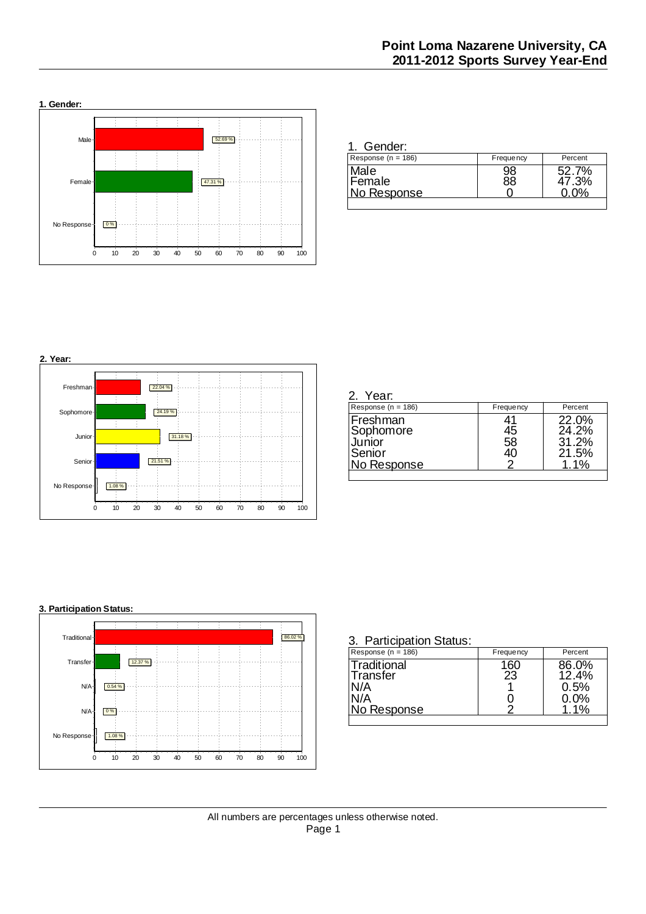## 1. Gender:

| Response (n = 186) | Frequency | Percent |
|---|---|---|
| Male | 98 | 52.7% |
| Female | 88 | 47.3% |
| No Response | 0 | 0.0% |

## 2. Year:

| Response (n = 186) | Frequency | Percent |
|---|---|---|
| Freshman | 41 | 22.0% |
| Sophomore | 45 | 24.2% |
| Junior | 58 | 31.2% |
| Senior | 40 | 21.5% |
| No Response | 2 | 1.1% |

## 3. Participation Status:

| Response (n = 186) | Frequency | Percent |
|---|---|---|
| Traditional | 160 | 86.0% |
| Transfer | 23 | 12.4% |
| N/A | 1 | 0.5% |
| N/A | 0 | 0.0% |
| No Response | 2 | 1.1% |

All numbers are percentages unless otherwise noted.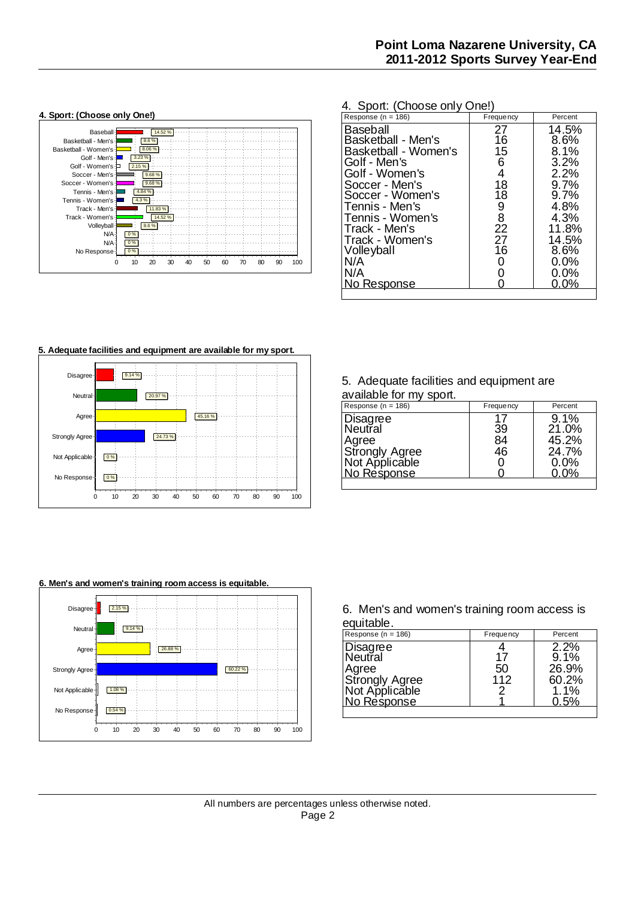#### 4. Sport: (Choose only One!)

| Response (n = 186) | Frequency | Percent |
|---|---|---|
| Baseball | 27 | 14.5% |
| Basketball - Men's | 16 | 8.6% |
| Basketball - Women's | 15 | 8.1% |
| Golf - Men's | 6 | 3.2% |
| Golf - Women's | 4 | 2.2% |
| Soccer - Men's | 18 | 9.7% |
| Soccer - Women's | 18 | 9.7% |
| Tennis - Men's | 9 | 4.8% |
| Tennis - Women's | 8 | 4.3% |
| Track - Men's | 22 | 11.8% |
| Track - Women's | 27 | 14.5% |
| Volleyball | 16 | 8.6% |
| N/A | 0 | 0.0% |
| N/A | 0 | 0.0% |
| No Response | 0 | 0.0% |

#### 5. Adequate facilities and equipment are available for my sport.

| Response (n = 186) | Frequency | Percent |
|---|---|---|
| Disagree | 17 | 9.1% |
| Neutral | 39 | 21.0% |
| Agree | 84 | 45.2% |
| Strongly Agree | 46 | 24.7% |
| Not Applicable | 0 | 0.0% |
| No Response | 0 | 0.0% |

#### 6. Men's and women's training room access is equitable.

| Response (n = 186) | Frequency | Percent |
|---|---|---|
| Disagree | 4 | 2.2% |
| Neutral | 17 | 9.1% |
| Agree | 50 | 26.9% |
| Strongly Agree | 112 | 60.2% |
| Not Applicable | 2 | 1.1% |
| No Response | 1 | 0.5% |

All numbers are percentages unless otherwise noted.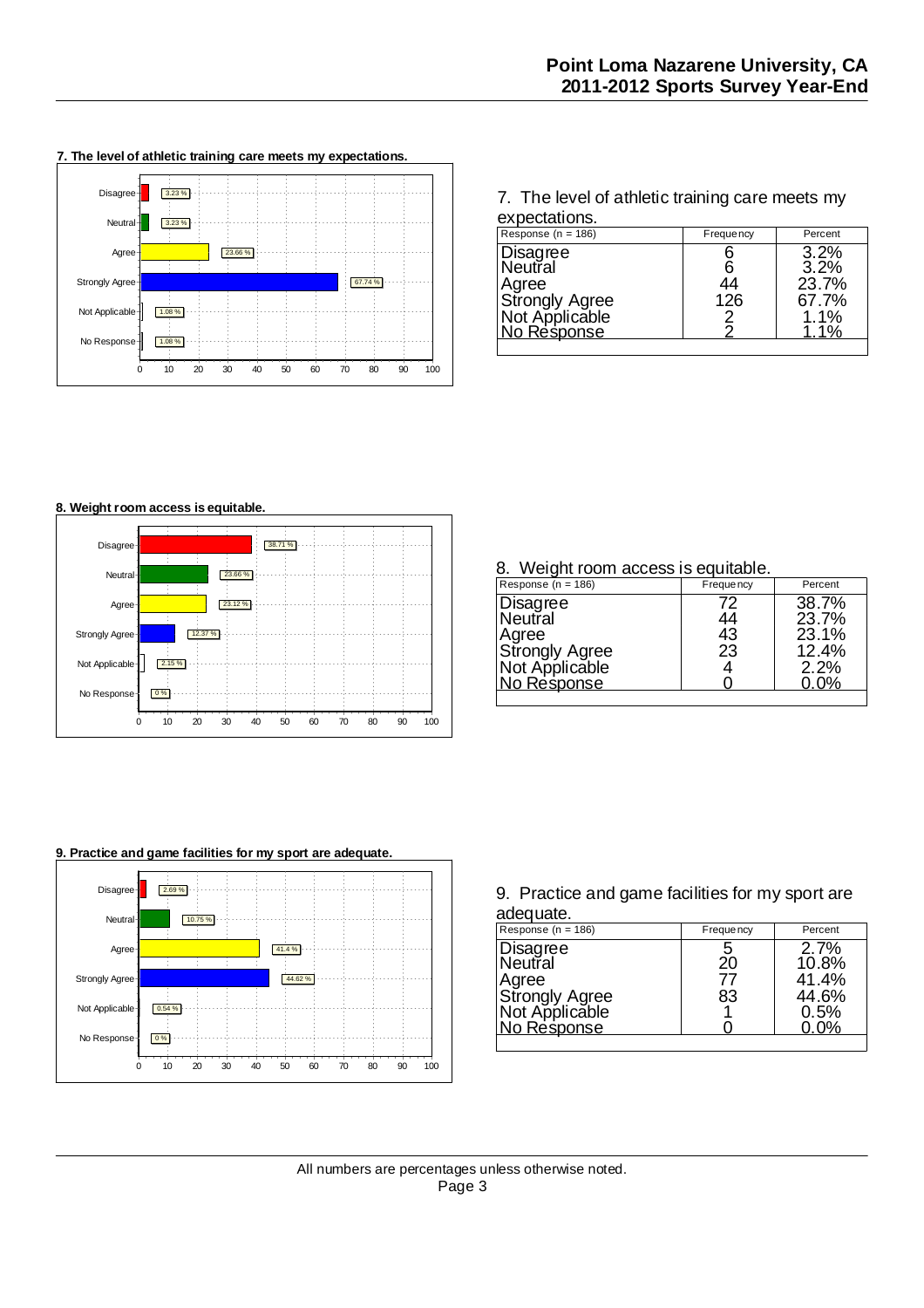### 7. The level of athletic training care meets my expectations.

| Response | Percent |
|---|---|
| Disagree | 3.23 % |
| Neutral | 3.23 % |
| Agree | 23.66 % |
| Strongly Agree | 67.74 % |
| Not Applicable | 1.08 % |
| No Response | 1.08 % |

7. The level of athletic training care meets my expectations.

| Response (n = 186) | Frequency | Percent |
|---|---|---|
| Disagree | 6 | 3.2% |
| Neutral | 6 | 3.2% |
| Agree | 44 | 23.7% |
| Strongly Agree | 126 | 67.7% |
| Not Applicable | 2 | 1.1% |
| No Response | 2 | 1.1% |

### 8. Weight room access is equitable.

| Response | Percent |
|---|---|
| Disagree | 38.71 % |
| Neutral | 23.66 % |
| Agree | 23.12 % |
| Strongly Agree | 12.37 % |
| Not Applicable | 2.15 % |
| No Response | 0 % |

8. Weight room access is equitable.

| Response (n = 186) | Frequency | Percent |
|---|---|---|
| Disagree | 72 | 38.7% |
| Neutral | 44 | 23.7% |
| Agree | 43 | 23.1% |
| Strongly Agree | 23 | 12.4% |
| Not Applicable | 4 | 2.2% |
| No Response | 0 | 0.0% |

### 9. Practice and game facilities for my sport are adequate.

| Response | Percent |
|---|---|
| Disagree | 2.69 % |
| Neutral | 10.75 % |
| Agree | 41.4 % |
| Strongly Agree | 44.62 % |
| Not Applicable | 0.54 % |
| No Response | 0 % |

9. Practice and game facilities for my sport are adequate.

| Response (n = 186) | Frequency | Percent |
|---|---|---|
| Disagree | 5 | 2.7% |
| Neutral | 20 | 10.8% |
| Agree | 77 | 41.4% |
| Strongly Agree | 83 | 44.6% |
| Not Applicable | 1 | 0.5% |
| No Response | 0 | 0.0% |

All numbers are percentages unless otherwise noted.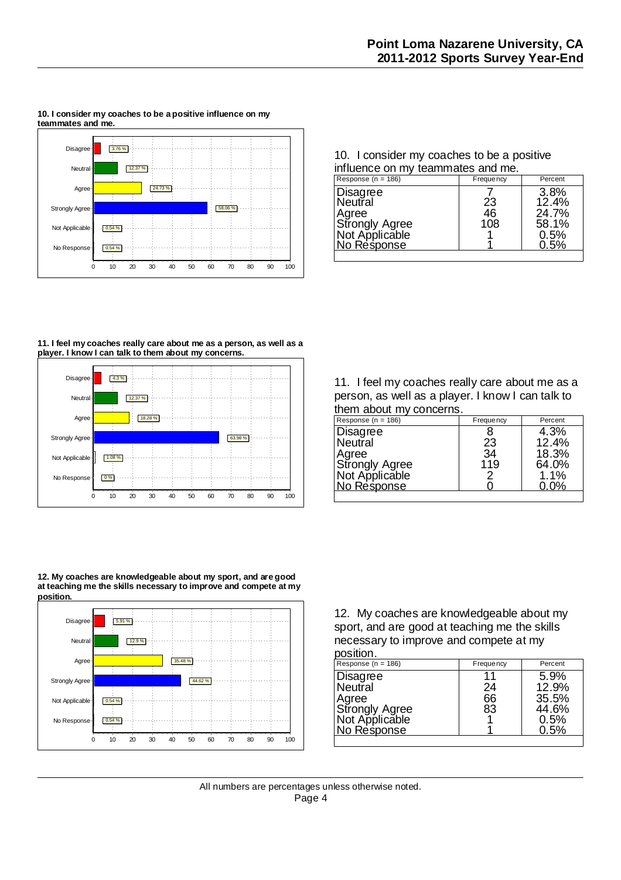**10. I consider my coaches to be a positive influence on my teammates and me.**

| Response | Percent |
|---|---|
| Disagree | 3.76 % |
| Neutral | 12.37 % |
| Agree | 24.73 % |
| Strongly Agree | 58.06 % |
| Not Applicable | 0.54 % |
| No Response | 0.54 % |

10. I consider my coaches to be a positive influence on my teammates and me.

| Response (n = 186) | Frequency | Percent |
|---|---|---|
| Disagree | 7 | 3.8% |
| Neutral | 23 | 12.4% |
| Agree | 46 | 24.7% |
| Strongly Agree | 108 | 58.1% |
| Not Applicable | 1 | 0.5% |
| No Response | 1 | 0.5% |

**11. I feel my coaches really care about me as a person, as well as a player. I know I can talk to them about my concerns.**

| Response | Percent |
|---|---|
| Disagree | 4.3 % |
| Neutral | 12.37 % |
| Agree | 18.28 % |
| Strongly Agree | 63.98 % |
| Not Applicable | 1.08 % |
| No Response | 0 % |

11. I feel my coaches really care about me as a person, as well as a player. I know I can talk to them about my concerns.

| Response (n = 186) | Frequency | Percent |
|---|---|---|
| Disagree | 8 | 4.3% |
| Neutral | 23 | 12.4% |
| Agree | 34 | 18.3% |
| Strongly Agree | 119 | 64.0% |
| Not Applicable | 2 | 1.1% |
| No Response | 0 | 0.0% |

**12. My coaches are knowledgeable about my sport, and are good at teaching me the skills necessary to improve and compete at my position.**

| Response | Percent |
|---|---|
| Disagree | 5.91 % |
| Neutral | 12.9 % |
| Agree | 35.48 % |
| Strongly Agree | 44.62 % |
| Not Applicable | 0.54 % |
| No Response | 0.54 % |

12. My coaches are knowledgeable about my sport, and are good at teaching me the skills necessary to improve and compete at my position.

| Response (n = 186) | Frequency | Percent |
|---|---|---|
| Disagree | 11 | 5.9% |
| Neutral | 24 | 12.9% |
| Agree | 66 | 35.5% |
| Strongly Agree | 83 | 44.6% |
| Not Applicable | 1 | 0.5% |
| No Response | 1 | 0.5% |

All numbers are percentages unless otherwise noted.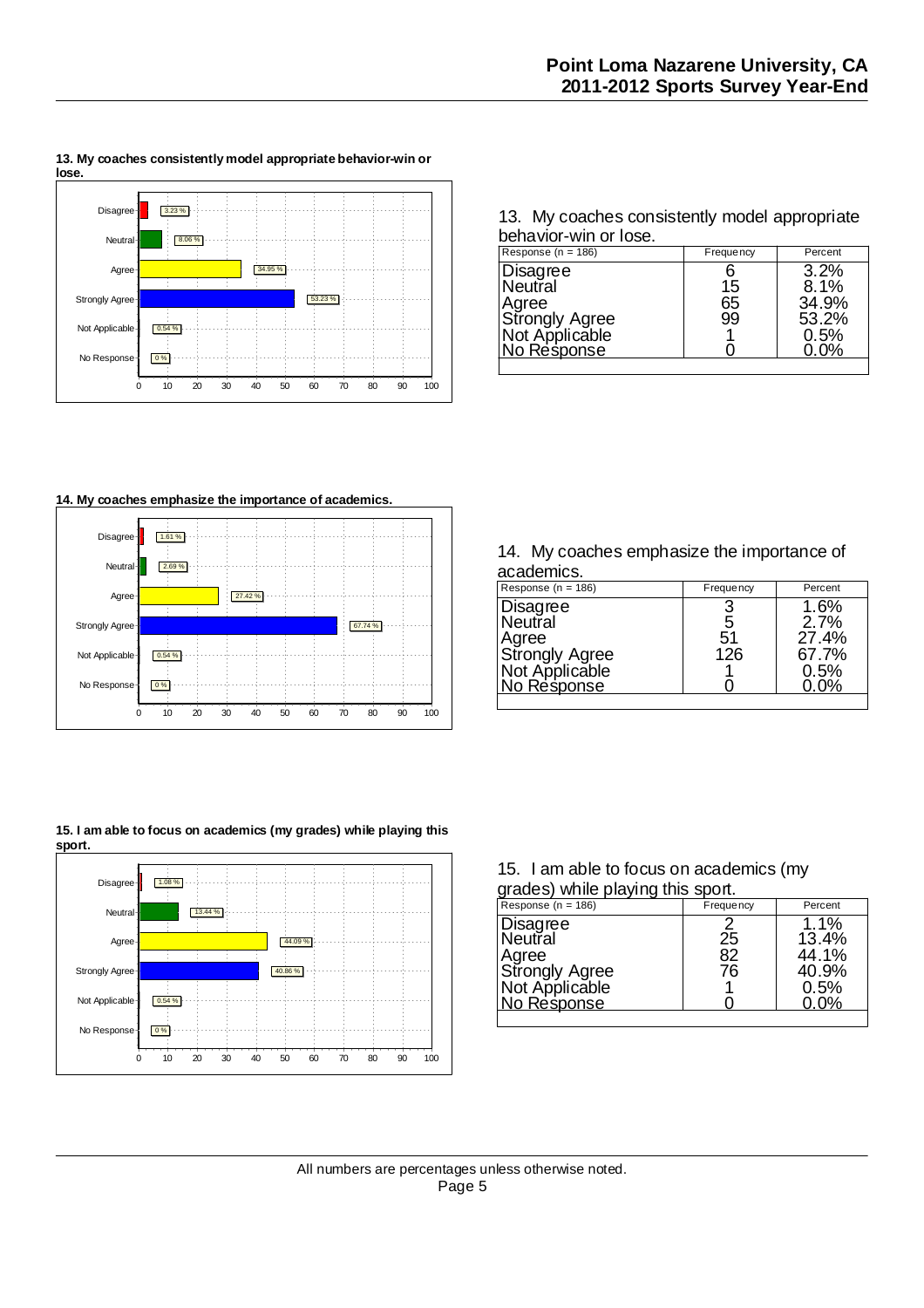### 13. My coaches consistently model appropriate behavior-win or lose.

| Response | Percent |
|---|---|
| Disagree | 3.23 % |
| Neutral | 8.06 % |
| Agree | 34.95 % |
| Strongly Agree | 53.23 % |
| Not Applicable | 0.54 % |
| No Response | 0 % |

13. My coaches consistently model appropriate behavior-win or lose.

| Response (n = 186) | Frequency | Percent |
|---|---|---|
| Disagree | 6 | 3.2% |
| Neutral | 15 | 8.1% |
| Agree | 65 | 34.9% |
| Strongly Agree | 99 | 53.2% |
| Not Applicable | 1 | 0.5% |
| No Response | 0 | 0.0% |

### 14. My coaches emphasize the importance of academics.

| Response | Percent |
|---|---|
| Disagree | 1.61 % |
| Neutral | 2.69 % |
| Agree | 27.42 % |
| Strongly Agree | 67.74 % |
| Not Applicable | 0.54 % |
| No Response | 0 % |

14. My coaches emphasize the importance of academics.

| Response (n = 186) | Frequency | Percent |
|---|---|---|
| Disagree | 3 | 1.6% |
| Neutral | 5 | 2.7% |
| Agree | 51 | 27.4% |
| Strongly Agree | 126 | 67.7% |
| Not Applicable | 1 | 0.5% |
| No Response | 0 | 0.0% |

### 15. I am able to focus on academics (my grades) while playing this sport.

| Response | Percent |
|---|---|
| Disagree | 1.08 % |
| Neutral | 13.44 % |
| Agree | 44.09 % |
| Strongly Agree | 40.86 % |
| Not Applicable | 0.54 % |
| No Response | 0 % |

15. I am able to focus on academics (my grades) while playing this sport.

| Response (n = 186) | Frequency | Percent |
|---|---|---|
| Disagree | 2 | 1.1% |
| Neutral | 25 | 13.4% |
| Agree | 82 | 44.1% |
| Strongly Agree | 76 | 40.9% |
| Not Applicable | 1 | 0.5% |
| No Response | 0 | 0.0% |

All numbers are percentages unless otherwise noted.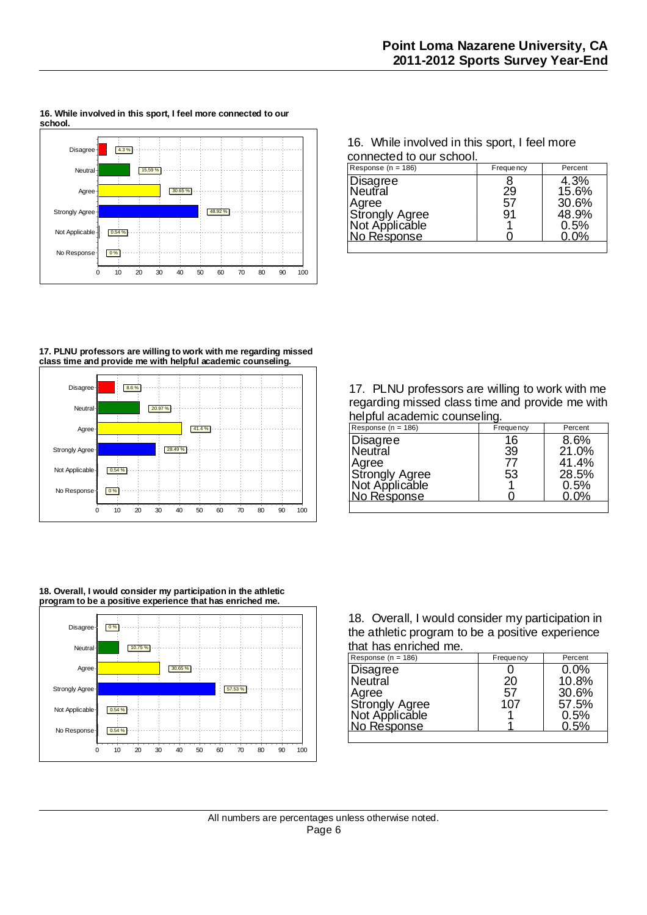**16. While involved in this sport, I feel more connected to our school.**

| Response | Percent |
|---|---|
| Disagree | 4.3 % |
| Neutral | 15.59 % |
| Agree | 30.65 % |
| Strongly Agree | 48.92 % |
| Not Applicable | 0.54 % |
| No Response | 0 % |

16. While involved in this sport, I feel more connected to our school.

| Response (n = 186) | Frequency | Percent |
|---|---|---|
| Disagree | 8 | 4.3% |
| Neutral | 29 | 15.6% |
| Agree | 57 | 30.6% |
| Strongly Agree | 91 | 48.9% |
| Not Applicable | 1 | 0.5% |
| No Response | 0 | 0.0% |

**17. PLNU professors are willing to work with me regarding missed class time and provide me with helpful academic counseling.**

| Response | Percent |
|---|---|
| Disagree | 8.6 % |
| Neutral | 20.97 % |
| Agree | 41.4 % |
| Strongly Agree | 28.49 % |
| Not Applicable | 0.54 % |
| No Response | 0 % |

17. PLNU professors are willing to work with me regarding missed class time and provide me with helpful academic counseling.

| Response (n = 186) | Frequency | Percent |
|---|---|---|
| Disagree | 16 | 8.6% |
| Neutral | 39 | 21.0% |
| Agree | 77 | 41.4% |
| Strongly Agree | 53 | 28.5% |
| Not Applicable | 1 | 0.5% |
| No Response | 0 | 0.0% |

**18. Overall, I would consider my participation in the athletic program to be a positive experience that has enriched me.**

| Response | Percent |
|---|---|
| Disagree | 0 % |
| Neutral | 10.75 % |
| Agree | 30.65 % |
| Strongly Agree | 57.53 % |
| Not Applicable | 0.54 % |
| No Response | 0.54 % |

18. Overall, I would consider my participation in the athletic program to be a positive experience that has enriched me.

| Response (n = 186) | Frequency | Percent |
|---|---|---|
| Disagree | 0 | 0.0% |
| Neutral | 20 | 10.8% |
| Agree | 57 | 30.6% |
| Strongly Agree | 107 | 57.5% |
| Not Applicable | 1 | 0.5% |
| No Response | 1 | 0.5% |

All numbers are percentages unless otherwise noted.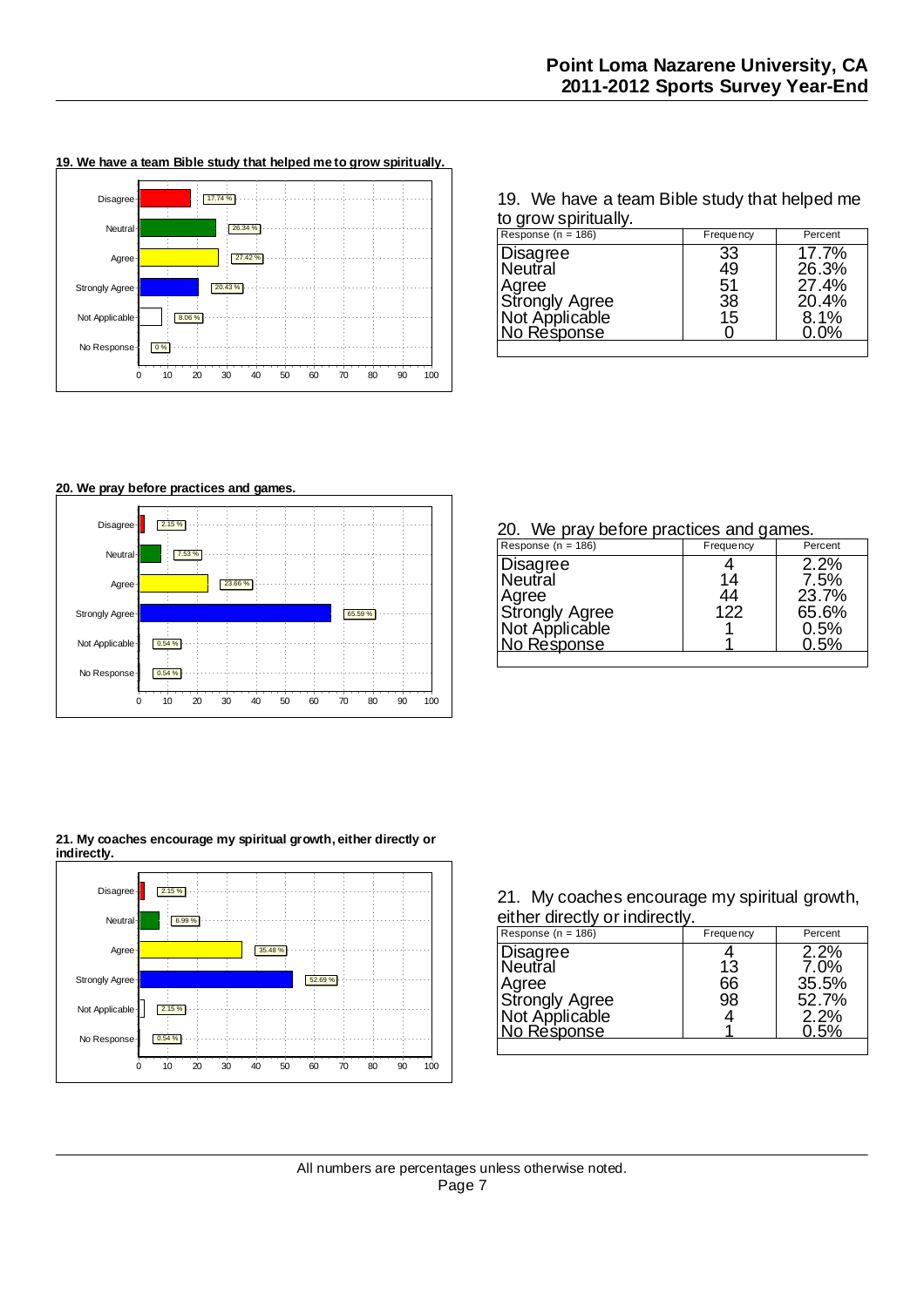**19. We have a team Bible study that helped me to grow spiritually.**

| Response | Percent |
|---|---|
| Disagree | 17.74 % |
| Neutral | 26.34 % |
| Agree | 27.42 % |
| Strongly Agree | 20.43 % |
| Not Applicable | 8.06 % |
| No Response | 0 % |

19. We have a team Bible study that helped me to grow spiritually.

| Response (n = 186) | Frequency | Percent |
|---|---|---|
| Disagree | 33 | 17.7% |
| Neutral | 49 | 26.3% |
| Agree | 51 | 27.4% |
| Strongly Agree | 38 | 20.4% |
| Not Applicable | 15 | 8.1% |
| No Response | 0 | 0.0% |

**20. We pray before practices and games.**

| Response | Percent |
|---|---|
| Disagree | 2.15 % |
| Neutral | 7.53 % |
| Agree | 23.66 % |
| Strongly Agree | 65.59 % |
| Not Applicable | 0.54 % |
| No Response | 0.54 % |

20. We pray before practices and games.

| Response (n = 186) | Frequency | Percent |
|---|---|---|
| Disagree | 4 | 2.2% |
| Neutral | 14 | 7.5% |
| Agree | 44 | 23.7% |
| Strongly Agree | 122 | 65.6% |
| Not Applicable | 1 | 0.5% |
| No Response | 1 | 0.5% |

**21. My coaches encourage my spiritual growth, either directly or indirectly.**

| Response | Percent |
|---|---|
| Disagree | 2.15 % |
| Neutral | 6.99 % |
| Agree | 35.48 % |
| Strongly Agree | 52.69 % |
| Not Applicable | 2.15 % |
| No Response | 0.54 % |

21. My coaches encourage my spiritual growth, either directly or indirectly.

| Response (n = 186) | Frequency | Percent |
|---|---|---|
| Disagree | 4 | 2.2% |
| Neutral | 13 | 7.0% |
| Agree | 66 | 35.5% |
| Strongly Agree | 98 | 52.7% |
| Not Applicable | 4 | 2.2% |
| No Response | 1 | 0.5% |

All numbers are percentages unless otherwise noted.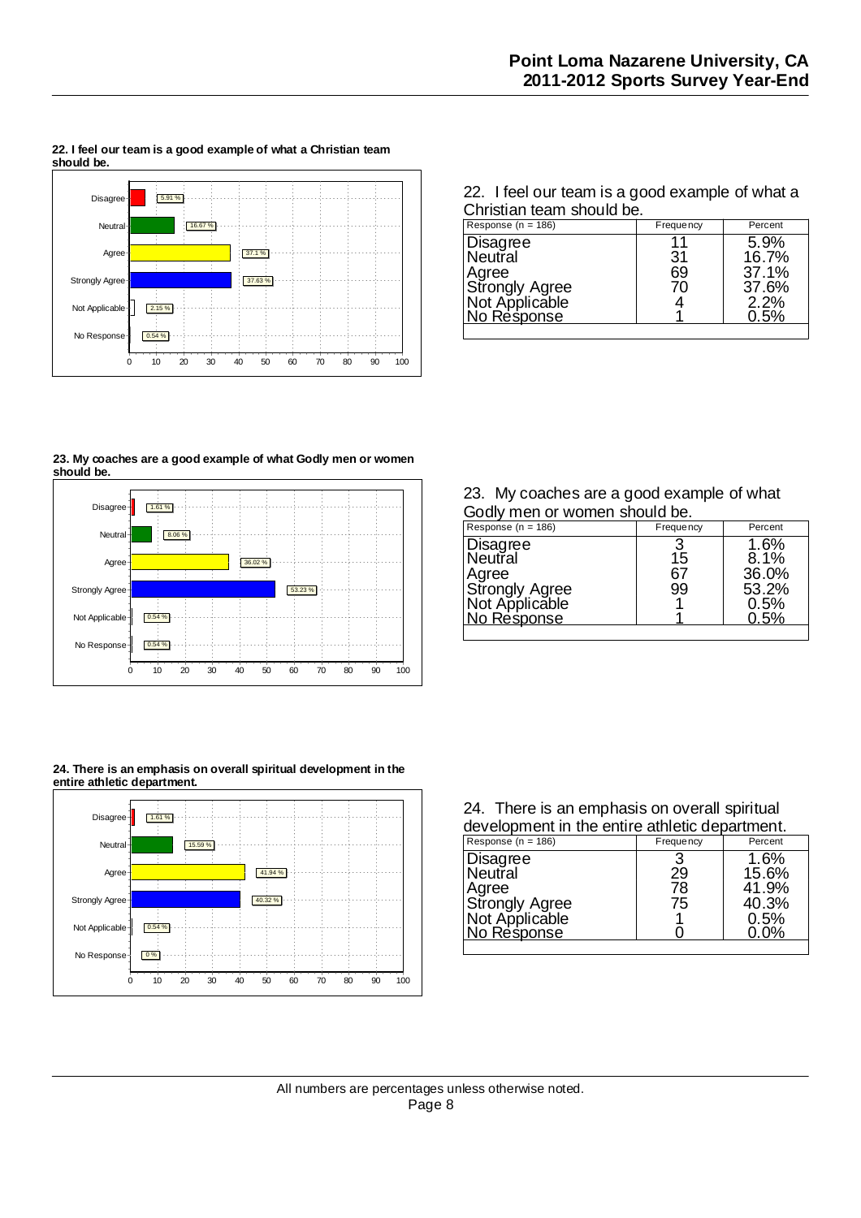**22. I feel our team is a good example of what a Christian team should be.**

| Response | Percent |
|---|---|
| Disagree | 5.91 % |
| Neutral | 16.67 % |
| Agree | 37.1 % |
| Strongly Agree | 37.63 % |
| Not Applicable | 2.15 % |
| No Response | 0.54 % |

22. I feel our team is a good example of what a Christian team should be.

| Response (n = 186) | Frequency | Percent |
|---|---|---|
| Disagree | 11 | 5.9% |
| Neutral | 31 | 16.7% |
| Agree | 69 | 37.1% |
| Strongly Agree | 70 | 37.6% |
| Not Applicable | 4 | 2.2% |
| No Response | 1 | 0.5% |

**23. My coaches are a good example of what Godly men or women should be.**

| Response | Percent |
|---|---|
| Disagree | 1.61 % |
| Neutral | 8.06 % |
| Agree | 36.02 % |
| Strongly Agree | 53.23 % |
| Not Applicable | 0.54 % |
| No Response | 0.54 % |

23. My coaches are a good example of what Godly men or women should be.

| Response (n = 186) | Frequency | Percent |
|---|---|---|
| Disagree | 3 | 1.6% |
| Neutral | 15 | 8.1% |
| Agree | 67 | 36.0% |
| Strongly Agree | 99 | 53.2% |
| Not Applicable | 1 | 0.5% |
| No Response | 1 | 0.5% |

**24. There is an emphasis on overall spiritual development in the entire athletic department.**

| Response | Percent |
|---|---|
| Disagree | 1.61 % |
| Neutral | 15.59 % |
| Agree | 41.94 % |
| Strongly Agree | 40.32 % |
| Not Applicable | 0.54 % |
| No Response | 0 % |

24. There is an emphasis on overall spiritual development in the entire athletic department.

| Response (n = 186) | Frequency | Percent |
|---|---|---|
| Disagree | 3 | 1.6% |
| Neutral | 29 | 15.6% |
| Agree | 78 | 41.9% |
| Strongly Agree | 75 | 40.3% |
| Not Applicable | 1 | 0.5% |
| No Response | 0 | 0.0% |

All numbers are percentages unless otherwise noted.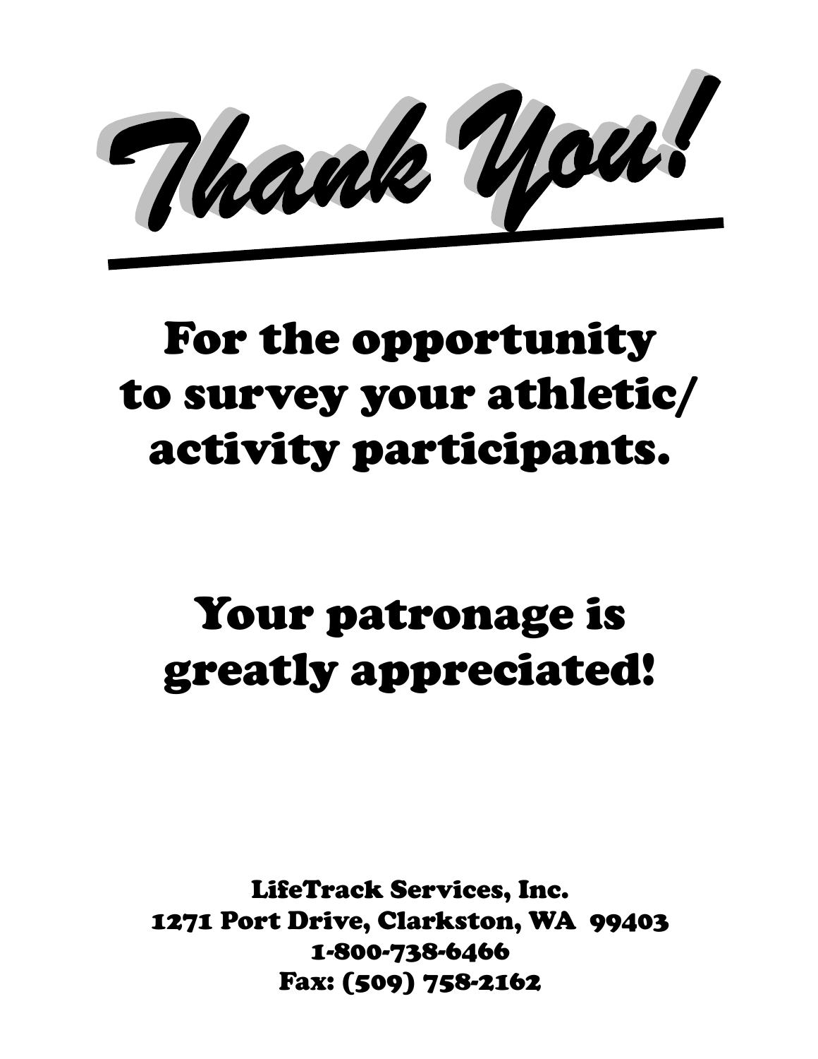# Thank You!

## For the opportunity to survey your athletic/ activity participants.

## Your patronage is greatly appreciated!

LifeTrack Services, Inc.
1271 Port Drive, Clarkston, WA 99403
1-800-738-6466
Fax: (509) 758-2162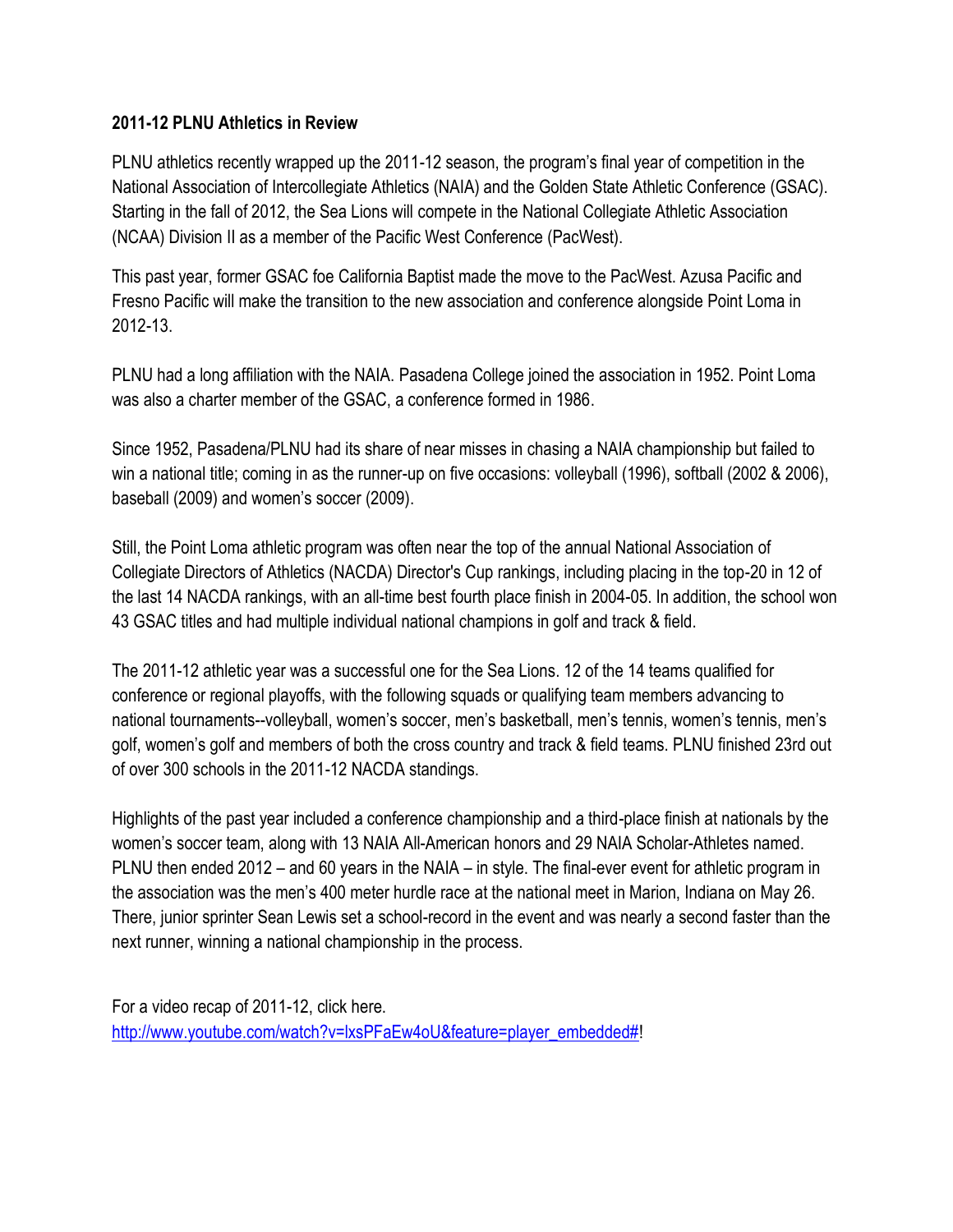**2011-12 PLNU Athletics in Review**

PLNU athletics recently wrapped up the 2011-12 season, the program's final year of competition in the National Association of Intercollegiate Athletics (NAIA) and the Golden State Athletic Conference (GSAC). Starting in the fall of 2012, the Sea Lions will compete in the National Collegiate Athletic Association (NCAA) Division II as a member of the Pacific West Conference (PacWest).

This past year, former GSAC foe California Baptist made the move to the PacWest. Azusa Pacific and Fresno Pacific will make the transition to the new association and conference alongside Point Loma in 2012-13.

PLNU had a long affiliation with the NAIA. Pasadena College joined the association in 1952. Point Loma was also a charter member of the GSAC, a conference formed in 1986.

Since 1952, Pasadena/PLNU had its share of near misses in chasing a NAIA championship but failed to win a national title; coming in as the runner-up on five occasions: volleyball (1996), softball (2002 & 2006), baseball (2009) and women's soccer (2009).

Still, the Point Loma athletic program was often near the top of the annual National Association of Collegiate Directors of Athletics (NACDA) Director's Cup rankings, including placing in the top-20 in 12 of the last 14 NACDA rankings, with an all-time best fourth place finish in 2004-05. In addition, the school won 43 GSAC titles and had multiple individual national champions in golf and track & field.

The 2011-12 athletic year was a successful one for the Sea Lions. 12 of the 14 teams qualified for conference or regional playoffs, with the following squads or qualifying team members advancing to national tournaments--volleyball, women's soccer, men's basketball, men's tennis, women's tennis, men's golf, women's golf and members of both the cross country and track & field teams. PLNU finished 23rd out of over 300 schools in the 2011-12 NACDA standings.

Highlights of the past year included a conference championship and a third-place finish at nationals by the women's soccer team, along with 13 NAIA All-American honors and 29 NAIA Scholar-Athletes named. PLNU then ended 2012 – and 60 years in the NAIA – in style. The final-ever event for athletic program in the association was the men's 400 meter hurdle race at the national meet in Marion, Indiana on May 26. There, junior sprinter Sean Lewis set a school-record in the event and was nearly a second faster than the next runner, winning a national championship in the process.

For a video recap of 2011-12, click here.
http://www.youtube.com/watch?v=lxsPFaEw4oU&feature=player_embedded#!